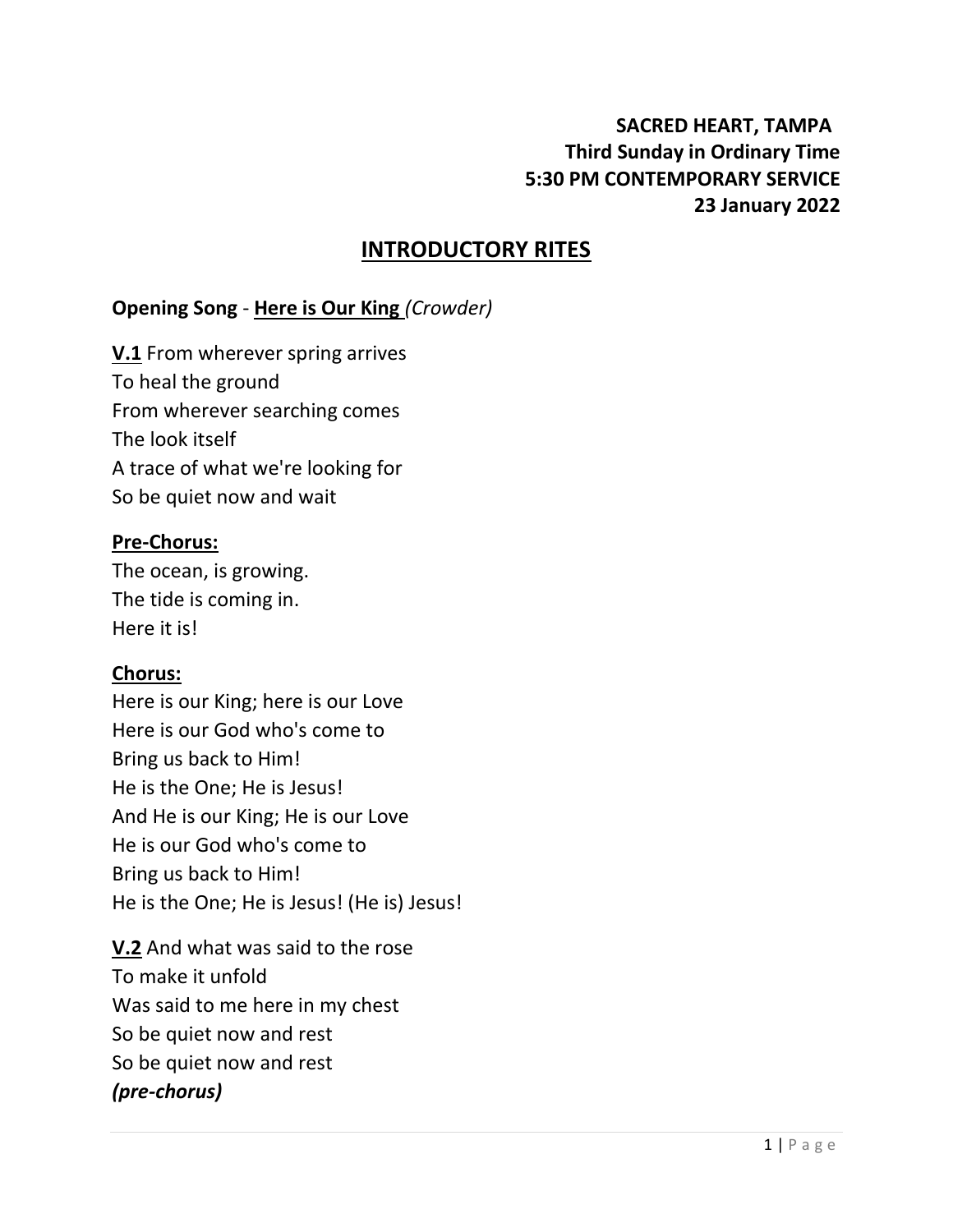**SACRED HEART, TAMPA**
**Third Sunday in Ordinary Time**
**5:30 PM CONTEMPORARY SERVICE**
**23 January 2022**

## INTRODUCTORY RITES

**Opening Song** - **Here is Our King** *(Crowder)*

**V.1** From wherever spring arrives
To heal the ground
From wherever searching comes
The look itself
A trace of what we're looking for
So be quiet now and wait

**Pre-Chorus:**
The ocean, is growing.
The tide is coming in.
Here it is!

**Chorus:**
Here is our King; here is our Love
Here is our God who's come to
Bring us back to Him!
He is the One; He is Jesus!
And He is our King; He is our Love
He is our God who's come to
Bring us back to Him!
He is the One; He is Jesus! (He is) Jesus!

**V.2** And what was said to the rose
To make it unfold
Was said to me here in my chest
So be quiet now and rest
So be quiet now and rest
***(pre-chorus)***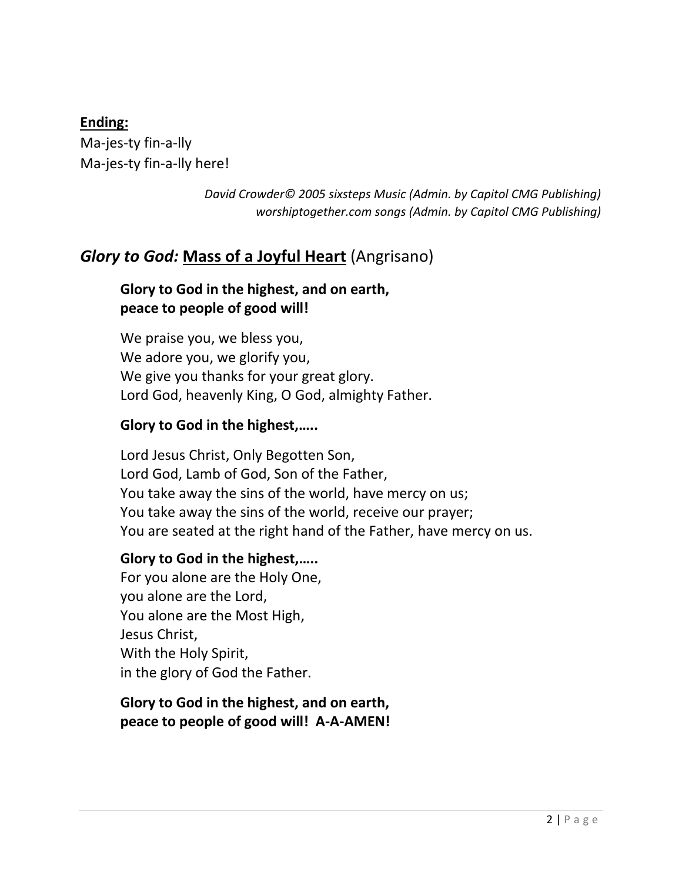**Ending:**

Ma-jes-ty fin-a-lly
Ma-jes-ty fin-a-lly here!

*David Crowder© 2005 sixsteps Music (Admin. by Capitol CMG Publishing)*
*worshiptogether.com songs (Admin. by Capitol CMG Publishing)*

## *Glory to God:* Mass of a Joyful Heart (Angrisano)

**Glory to God in the highest, and on earth,**
**peace to people of good will!**

We praise you, we bless you,
We adore you, we glorify you,
We give you thanks for your great glory.
Lord God, heavenly King, O God, almighty Father.

**Glory to God in the highest,…..**

Lord Jesus Christ, Only Begotten Son,
Lord God, Lamb of God, Son of the Father,
You take away the sins of the world, have mercy on us;
You take away the sins of the world, receive our prayer;
You are seated at the right hand of the Father, have mercy on us.

**Glory to God in the highest,…..**
For you alone are the Holy One,
you alone are the Lord,
You alone are the Most High,
Jesus Christ,
With the Holy Spirit,
in the glory of God the Father.

**Glory to God in the highest, and on earth,**
**peace to people of good will! A-A-AMEN!**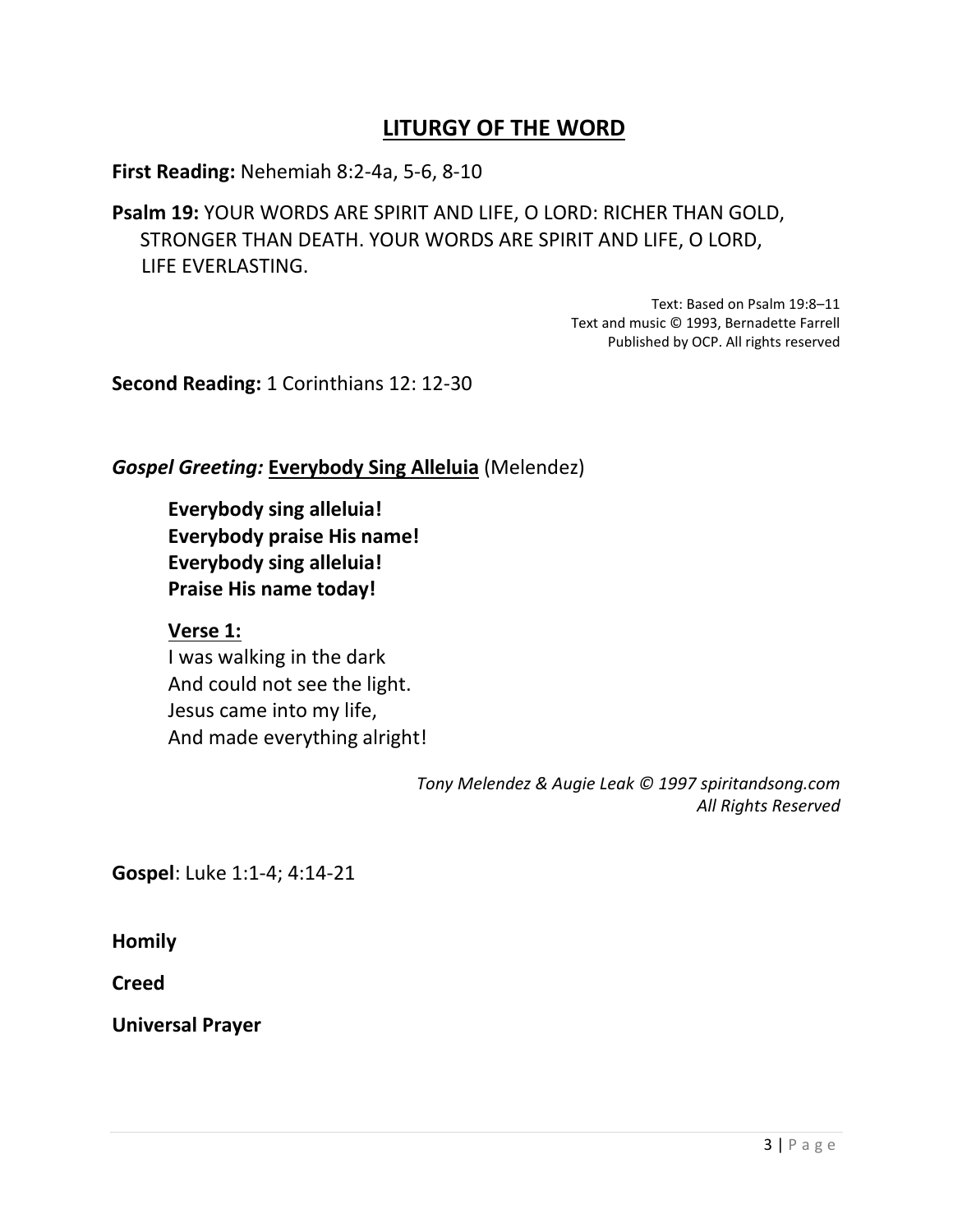## LITURGY OF THE WORD

**First Reading:** Nehemiah 8:2-4a, 5-6, 8-10

**Psalm 19:** YOUR WORDS ARE SPIRIT AND LIFE, O LORD: RICHER THAN GOLD, STRONGER THAN DEATH. YOUR WORDS ARE SPIRIT AND LIFE, O LORD, LIFE EVERLASTING.

Text: Based on Psalm 19:8–11
Text and music © 1993, Bernadette Farrell
Published by OCP. All rights reserved

**Second Reading:** 1 Corinthians 12: 12-30

***Gospel Greeting:*** **Everybody Sing Alleluia** (Melendez)

**Everybody sing alleluia!**
**Everybody praise His name!**
**Everybody sing alleluia!**
**Praise His name today!**

**Verse 1:**
I was walking in the dark
And could not see the light.
Jesus came into my life,
And made everything alright!

*Tony Melendez & Augie Leak © 1997 spiritandsong.com*
*All Rights Reserved*

**Gospel**: Luke 1:1-4; 4:14-21

**Homily**

**Creed**

**Universal Prayer**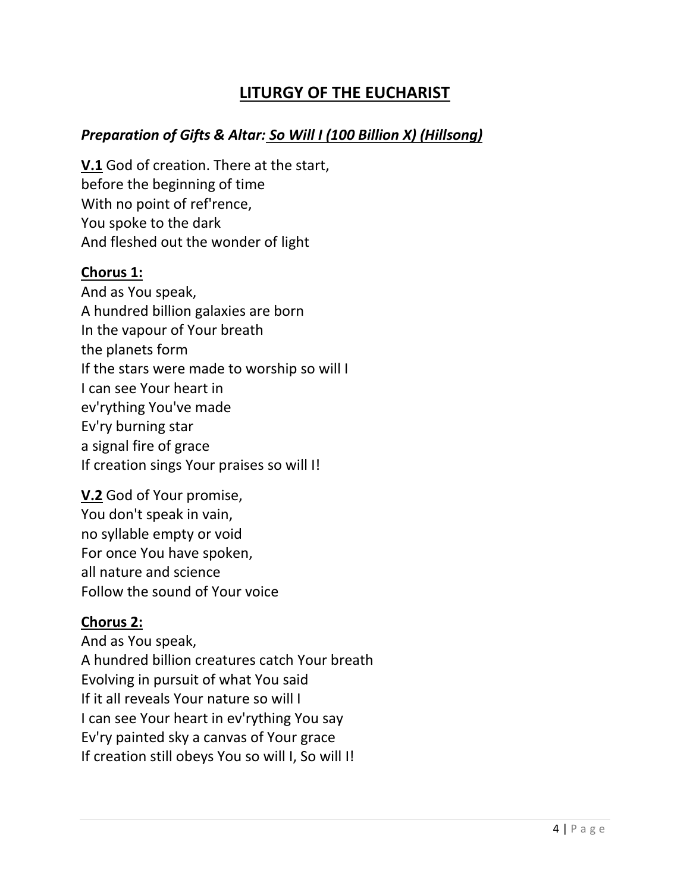# LITURGY OF THE EUCHARIST

## *Preparation of Gifts & Altar: So Will I (100 Billion X) (Hillsong)*

**V.1** God of creation. There at the start,
before the beginning of time
With no point of ref'rence,
You spoke to the dark
And fleshed out the wonder of light

**Chorus 1:**
And as You speak,
A hundred billion galaxies are born
In the vapour of Your breath
the planets form
If the stars were made to worship so will I
I can see Your heart in
ev'rything You've made
Ev'ry burning star
a signal fire of grace
If creation sings Your praises so will I!

**V.2** God of Your promise,
You don't speak in vain,
no syllable empty or void
For once You have spoken,
all nature and science
Follow the sound of Your voice

**Chorus 2:**
And as You speak,
A hundred billion creatures catch Your breath
Evolving in pursuit of what You said
If it all reveals Your nature so will I
I can see Your heart in ev'rything You say
Ev'ry painted sky a canvas of Your grace
If creation still obeys You so will I, So will I!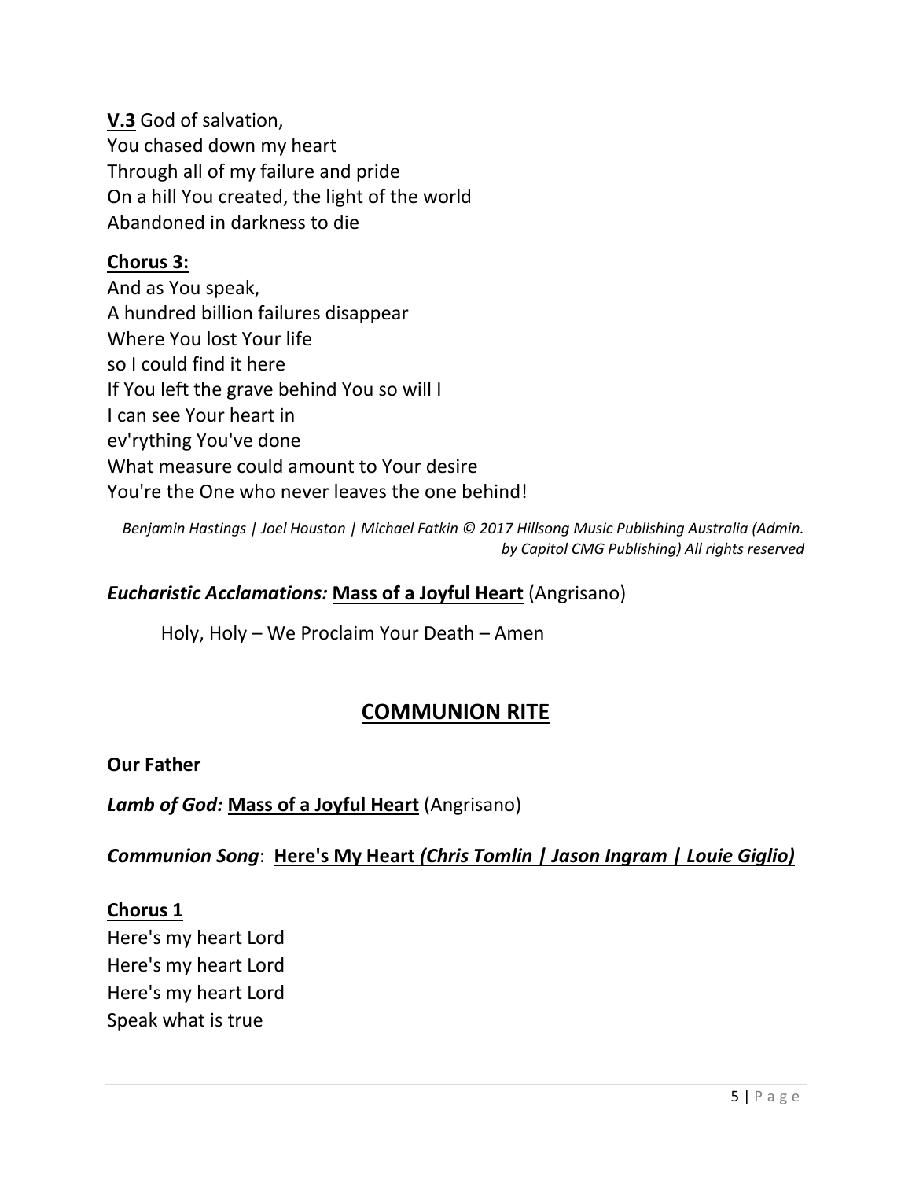**V.3** God of salvation,
You chased down my heart
Through all of my failure and pride
On a hill You created, the light of the world
Abandoned in darkness to die

**Chorus 3:**
And as You speak,
A hundred billion failures disappear
Where You lost Your life
so I could find it here
If You left the grave behind You so will I
I can see Your heart in
ev'rything You've done
What measure could amount to Your desire
You're the One who never leaves the one behind!

*Benjamin Hastings | Joel Houston | Michael Fatkin © 2017 Hillsong Music Publishing Australia (Admin. by Capitol CMG Publishing) All rights reserved*

***Eucharistic Acclamations:*** **Mass of a Joyful Heart** (Angrisano)

Holy, Holy – We Proclaim Your Death – Amen

## COMMUNION RITE

**Our Father**

***Lamb of God:*** **Mass of a Joyful Heart** (Angrisano)

***Communion Song***: **Here's My Heart *(Chris Tomlin | Jason Ingram | Louie Giglio)***

**Chorus 1**
Here's my heart Lord
Here's my heart Lord
Here's my heart Lord
Speak what is true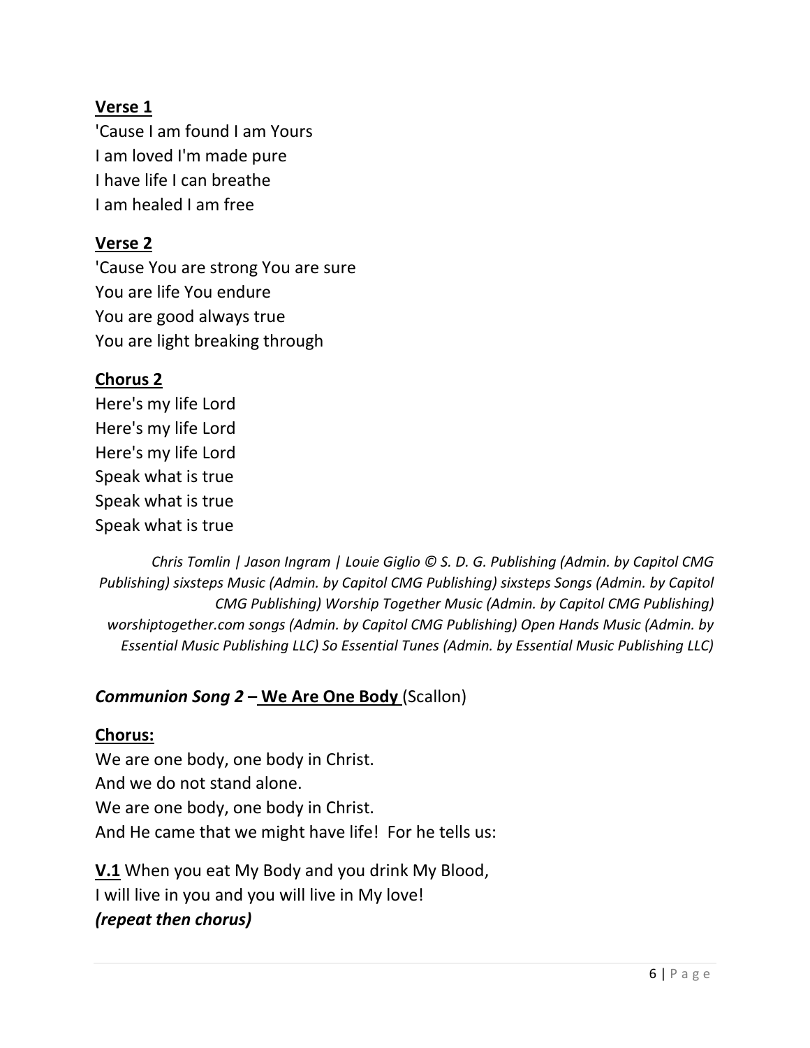**Verse 1**

'Cause I am found I am Yours
I am loved I'm made pure
I have life I can breathe
I am healed I am free

**Verse 2**

'Cause You are strong You are sure
You are life You endure
You are good always true
You are light breaking through

**Chorus 2**

Here's my life Lord
Here's my life Lord
Here's my life Lord
Speak what is true
Speak what is true
Speak what is true

*Chris Tomlin | Jason Ingram | Louie Giglio © S. D. G. Publishing (Admin. by Capitol CMG Publishing) sixsteps Music (Admin. by Capitol CMG Publishing) sixsteps Songs (Admin. by Capitol CMG Publishing) Worship Together Music (Admin. by Capitol CMG Publishing) worshiptogether.com songs (Admin. by Capitol CMG Publishing) Open Hands Music (Admin. by Essential Music Publishing LLC) So Essential Tunes (Admin. by Essential Music Publishing LLC)*

***Communion Song 2* – We Are One Body** (Scallon)

**Chorus:**

We are one body, one body in Christ.
And we do not stand alone.
We are one body, one body in Christ.
And He came that we might have life! For he tells us:

**V.1** When you eat My Body and you drink My Blood,
I will live in you and you will live in My love!
***(repeat then chorus)***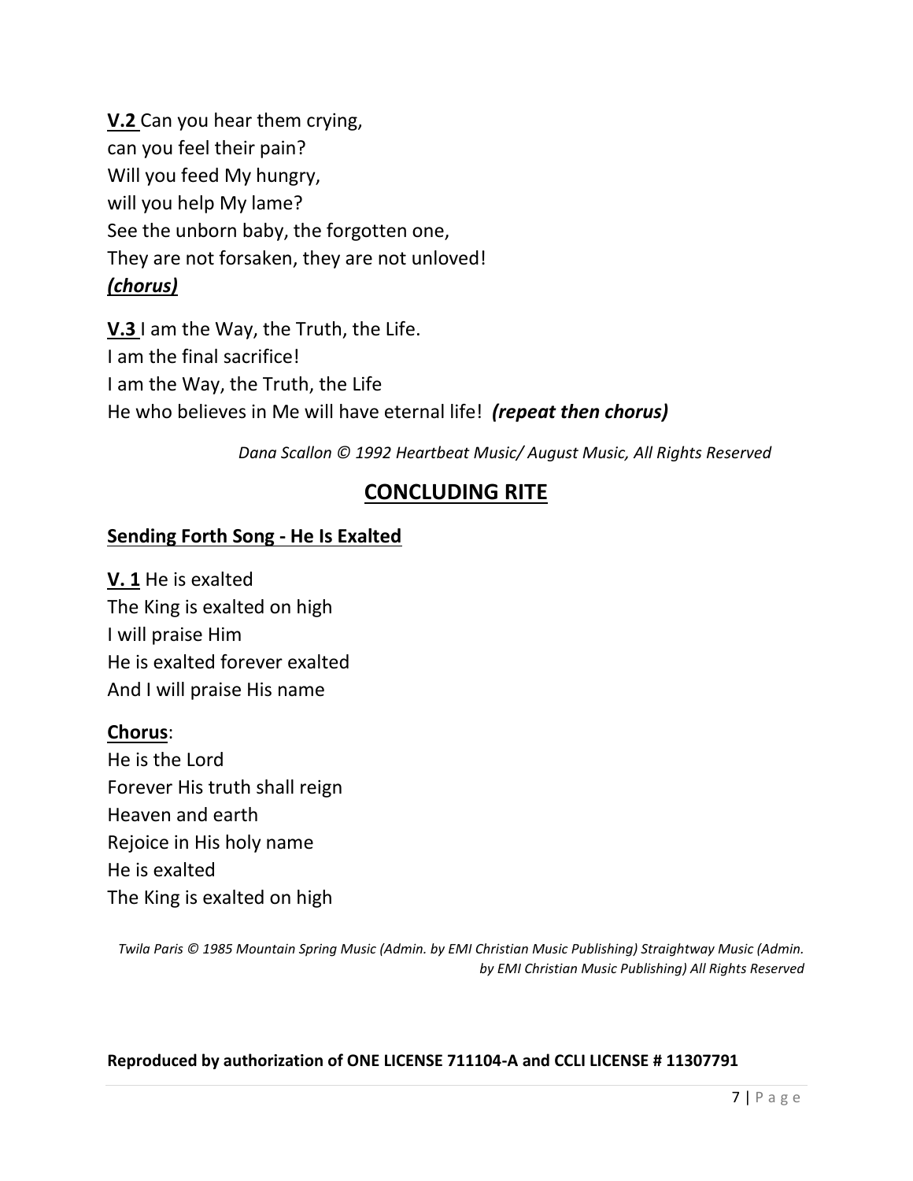**V.2** Can you hear them crying,
can you feel their pain?
Will you feed My hungry,
will you help My lame?
See the unborn baby, the forgotten one,
They are not forsaken, they are not unloved!
***(chorus)***

**V.3** I am the Way, the Truth, the Life.
I am the final sacrifice!
I am the Way, the Truth, the Life
He who believes in Me will have eternal life! ***(repeat then chorus)***

*Dana Scallon © 1992 Heartbeat Music/ August Music, All Rights Reserved*

## CONCLUDING RITE

### Sending Forth Song - He Is Exalted

**V. 1** He is exalted
The King is exalted on high
I will praise Him
He is exalted forever exalted
And I will praise His name

**Chorus**:
He is the Lord
Forever His truth shall reign
Heaven and earth
Rejoice in His holy name
He is exalted
The King is exalted on high

*Twila Paris © 1985 Mountain Spring Music (Admin. by EMI Christian Music Publishing) Straightway Music (Admin. by EMI Christian Music Publishing) All Rights Reserved*

**Reproduced by authorization of ONE LICENSE 711104-A and CCLI LICENSE # 11307791**